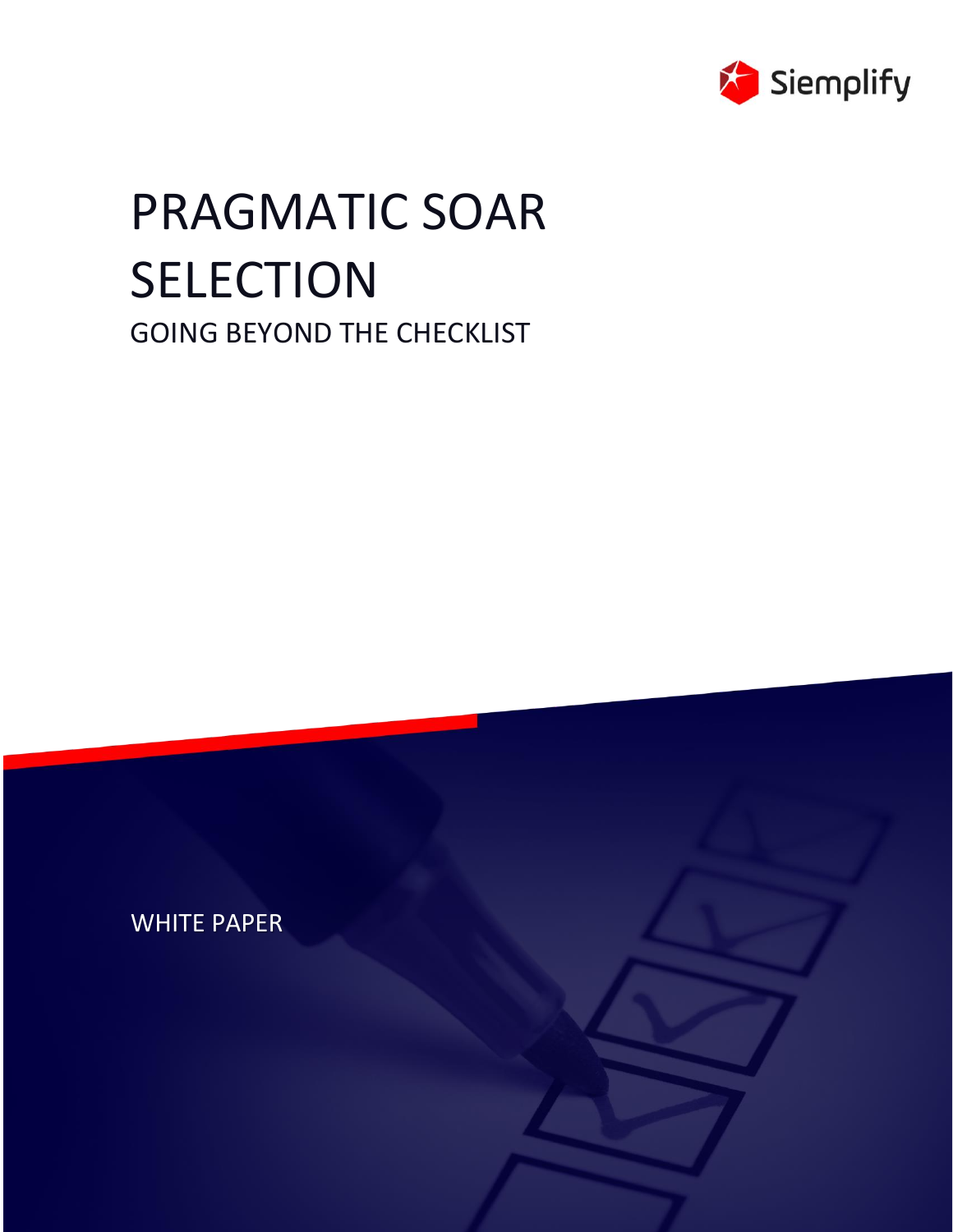Siemplify

# PRAGMATIC SOAR SELECTION

## GOING BEYOND THE CHECKLIST

WHITE PAPER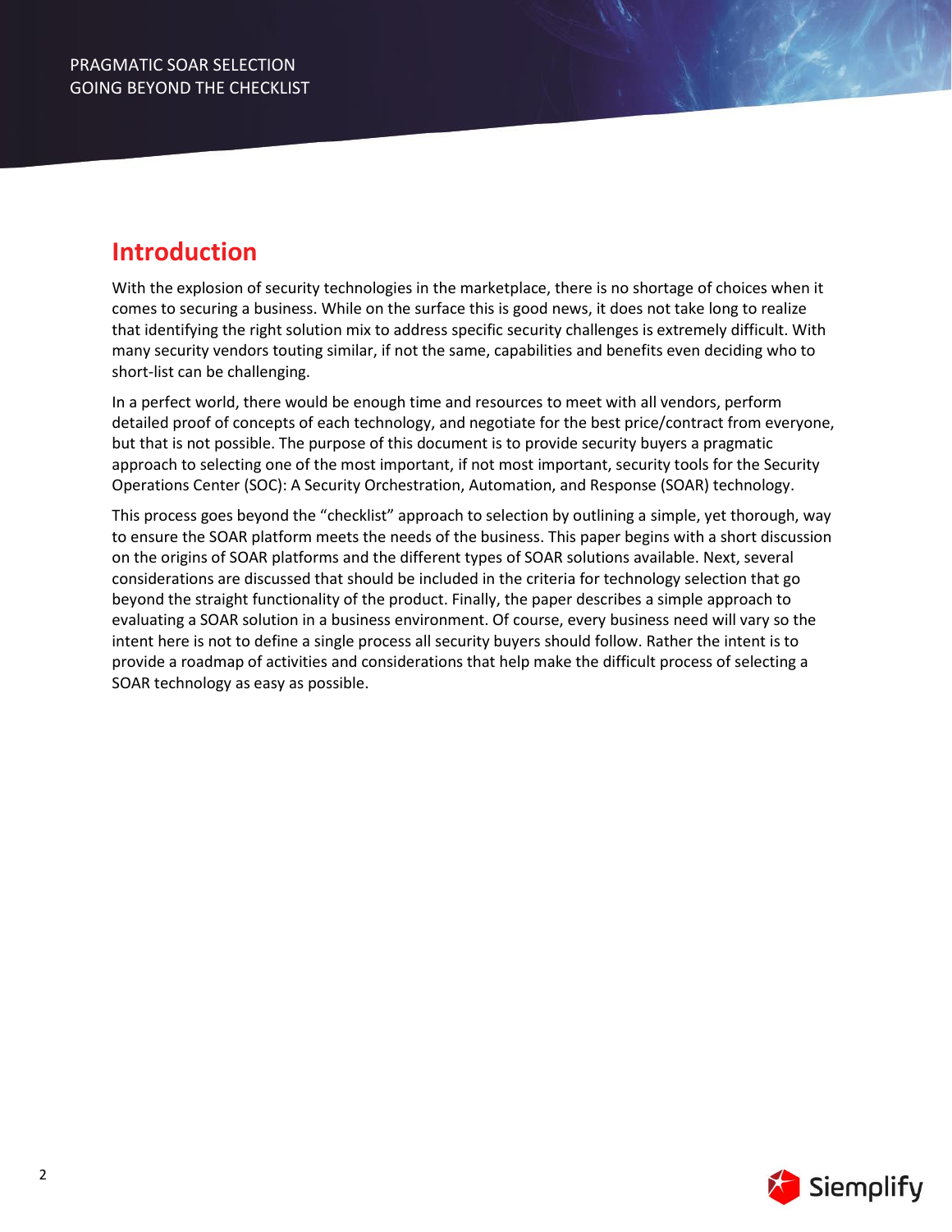## Introduction

With the explosion of security technologies in the marketplace, there is no shortage of choices when it comes to securing a business. While on the surface this is good news, it does not take long to realize that identifying the right solution mix to address specific security challenges is extremely difficult. With many security vendors touting similar, if not the same, capabilities and benefits even deciding who to short-list can be challenging.

In a perfect world, there would be enough time and resources to meet with all vendors, perform detailed proof of concepts of each technology, and negotiate for the best price/contract from everyone, but that is not possible. The purpose of this document is to provide security buyers a pragmatic approach to selecting one of the most important, if not most important, security tools for the Security Operations Center (SOC): A Security Orchestration, Automation, and Response (SOAR) technology.

This process goes beyond the "checklist" approach to selection by outlining a simple, yet thorough, way to ensure the SOAR platform meets the needs of the business. This paper begins with a short discussion on the origins of SOAR platforms and the different types of SOAR solutions available. Next, several considerations are discussed that should be included in the criteria for technology selection that go beyond the straight functionality of the product. Finally, the paper describes a simple approach to evaluating a SOAR solution in a business environment. Of course, every business need will vary so the intent here is not to define a single process all security buyers should follow. Rather the intent is to provide a roadmap of activities and considerations that help make the difficult process of selecting a SOAR technology as easy as possible.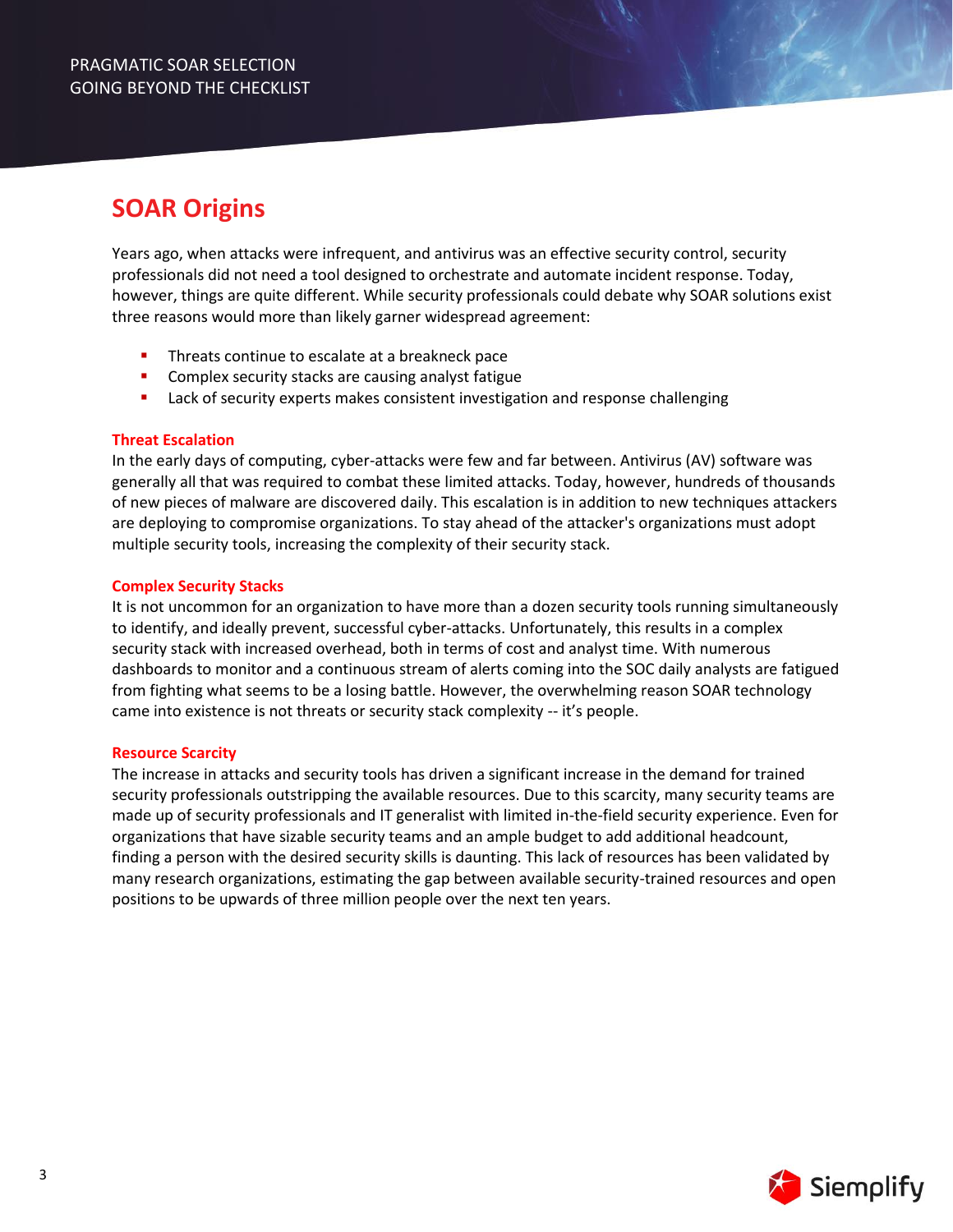## SOAR Origins

Years ago, when attacks were infrequent, and antivirus was an effective security control, security professionals did not need a tool designed to orchestrate and automate incident response. Today, however, things are quite different. While security professionals could debate why SOAR solutions exist three reasons would more than likely garner widespread agreement:

- Threats continue to escalate at a breakneck pace
- Complex security stacks are causing analyst fatigue
- Lack of security experts makes consistent investigation and response challenging

### Threat Escalation

In the early days of computing, cyber-attacks were few and far between. Antivirus (AV) software was generally all that was required to combat these limited attacks. Today, however, hundreds of thousands of new pieces of malware are discovered daily. This escalation is in addition to new techniques attackers are deploying to compromise organizations. To stay ahead of the attacker's organizations must adopt multiple security tools, increasing the complexity of their security stack.

### Complex Security Stacks

It is not uncommon for an organization to have more than a dozen security tools running simultaneously to identify, and ideally prevent, successful cyber-attacks. Unfortunately, this results in a complex security stack with increased overhead, both in terms of cost and analyst time. With numerous dashboards to monitor and a continuous stream of alerts coming into the SOC daily analysts are fatigued from fighting what seems to be a losing battle. However, the overwhelming reason SOAR technology came into existence is not threats or security stack complexity -- it's people.

### Resource Scarcity

The increase in attacks and security tools has driven a significant increase in the demand for trained security professionals outstripping the available resources. Due to this scarcity, many security teams are made up of security professionals and IT generalist with limited in-the-field security experience. Even for organizations that have sizable security teams and an ample budget to add additional headcount, finding a person with the desired security skills is daunting. This lack of resources has been validated by many research organizations, estimating the gap between available security-trained resources and open positions to be upwards of three million people over the next ten years.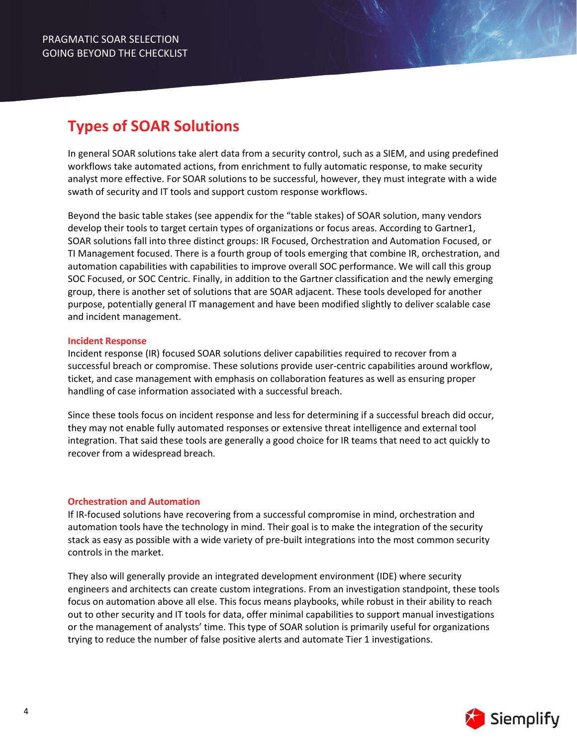## Types of SOAR Solutions

In general SOAR solutions take alert data from a security control, such as a SIEM, and using predefined workflows take automated actions, from enrichment to fully automatic response, to make security analyst more effective. For SOAR solutions to be successful, however, they must integrate with a wide swath of security and IT tools and support custom response workflows.

Beyond the basic table stakes (see appendix for the "table stakes) of SOAR solution, many vendors develop their tools to target certain types of organizations or focus areas. According to Gartner1, SOAR solutions fall into three distinct groups: IR Focused, Orchestration and Automation Focused, or TI Management focused. There is a fourth group of tools emerging that combine IR, orchestration, and automation capabilities with capabilities to improve overall SOC performance. We will call this group SOC Focused, or SOC Centric. Finally, in addition to the Gartner classification and the newly emerging group, there is another set of solutions that are SOAR adjacent. These tools developed for another purpose, potentially general IT management and have been modified slightly to deliver scalable case and incident management.

### Incident Response

Incident response (IR) focused SOAR solutions deliver capabilities required to recover from a successful breach or compromise. These solutions provide user-centric capabilities around workflow, ticket, and case management with emphasis on collaboration features as well as ensuring proper handling of case information associated with a successful breach.

Since these tools focus on incident response and less for determining if a successful breach did occur, they may not enable fully automated responses or extensive threat intelligence and external tool integration. That said these tools are generally a good choice for IR teams that need to act quickly to recover from a widespread breach.

### Orchestration and Automation

If IR-focused solutions have recovering from a successful compromise in mind, orchestration and automation tools have the technology in mind. Their goal is to make the integration of the security stack as easy as possible with a wide variety of pre-built integrations into the most common security controls in the market.

They also will generally provide an integrated development environment (IDE) where security engineers and architects can create custom integrations. From an investigation standpoint, these tools focus on automation above all else. This focus means playbooks, while robust in their ability to reach out to other security and IT tools for data, offer minimal capabilities to support manual investigations or the management of analysts' time. This type of SOAR solution is primarily useful for organizations trying to reduce the number of false positive alerts and automate Tier 1 investigations.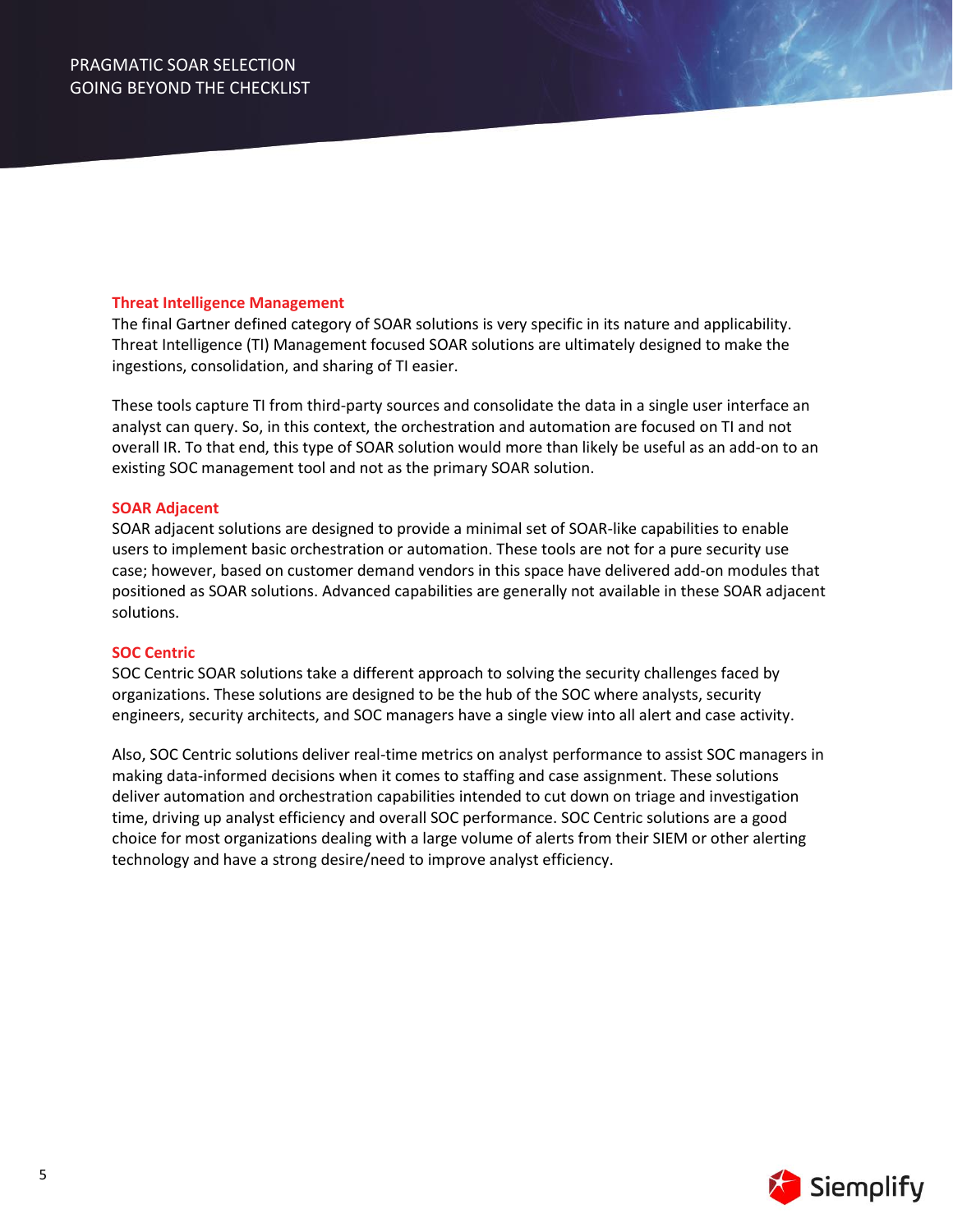### Threat Intelligence Management

The final Gartner defined category of SOAR solutions is very specific in its nature and applicability. Threat Intelligence (TI) Management focused SOAR solutions are ultimately designed to make the ingestions, consolidation, and sharing of TI easier.

These tools capture TI from third-party sources and consolidate the data in a single user interface an analyst can query. So, in this context, the orchestration and automation are focused on TI and not overall IR. To that end, this type of SOAR solution would more than likely be useful as an add-on to an existing SOC management tool and not as the primary SOAR solution.

### SOAR Adjacent

SOAR adjacent solutions are designed to provide a minimal set of SOAR-like capabilities to enable users to implement basic orchestration or automation. These tools are not for a pure security use case; however, based on customer demand vendors in this space have delivered add-on modules that positioned as SOAR solutions. Advanced capabilities are generally not available in these SOAR adjacent solutions.

### SOC Centric

SOC Centric SOAR solutions take a different approach to solving the security challenges faced by organizations. These solutions are designed to be the hub of the SOC where analysts, security engineers, security architects, and SOC managers have a single view into all alert and case activity.

Also, SOC Centric solutions deliver real-time metrics on analyst performance to assist SOC managers in making data-informed decisions when it comes to staffing and case assignment. These solutions deliver automation and orchestration capabilities intended to cut down on triage and investigation time, driving up analyst efficiency and overall SOC performance. SOC Centric solutions are a good choice for most organizations dealing with a large volume of alerts from their SIEM or other alerting technology and have a strong desire/need to improve analyst efficiency.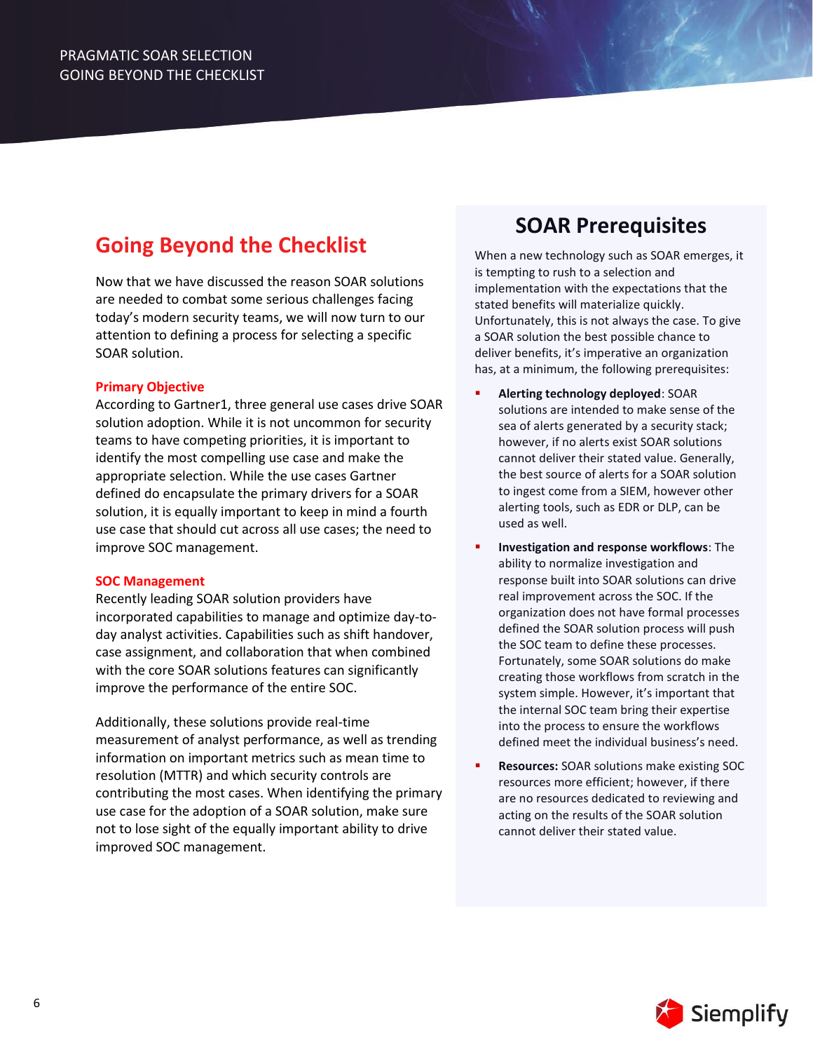## Going Beyond the Checklist

Now that we have discussed the reason SOAR solutions are needed to combat some serious challenges facing today's modern security teams, we will now turn to our attention to defining a process for selecting a specific SOAR solution.

### Primary Objective

According to Gartner1, three general use cases drive SOAR solution adoption. While it is not uncommon for security teams to have competing priorities, it is important to identify the most compelling use case and make the appropriate selection. While the use cases Gartner defined do encapsulate the primary drivers for a SOAR solution, it is equally important to keep in mind a fourth use case that should cut across all use cases; the need to improve SOC management.

### SOC Management

Recently leading SOAR solution providers have incorporated capabilities to manage and optimize day-to-day analyst activities. Capabilities such as shift handover, case assignment, and collaboration that when combined with the core SOAR solutions features can significantly improve the performance of the entire SOC.

Additionally, these solutions provide real-time measurement of analyst performance, as well as trending information on important metrics such as mean time to resolution (MTTR) and which security controls are contributing the most cases. When identifying the primary use case for the adoption of a SOAR solution, make sure not to lose sight of the equally important ability to drive improved SOC management.

## SOAR Prerequisites

When a new technology such as SOAR emerges, it is tempting to rush to a selection and implementation with the expectations that the stated benefits will materialize quickly. Unfortunately, this is not always the case. To give a SOAR solution the best possible chance to deliver benefits, it's imperative an organization has, at a minimum, the following prerequisites:

- **Alerting technology deployed**: SOAR solutions are intended to make sense of the sea of alerts generated by a security stack; however, if no alerts exist SOAR solutions cannot deliver their stated value. Generally, the best source of alerts for a SOAR solution to ingest come from a SIEM, however other alerting tools, such as EDR or DLP, can be used as well.
- **Investigation and response workflows**: The ability to normalize investigation and response built into SOAR solutions can drive real improvement across the SOC. If the organization does not have formal processes defined the SOAR solution process will push the SOC team to define these processes. Fortunately, some SOAR solutions do make creating those workflows from scratch in the system simple. However, it's important that the internal SOC team bring their expertise into the process to ensure the workflows defined meet the individual business's need.
- **Resources:** SOAR solutions make existing SOC resources more efficient; however, if there are no resources dedicated to reviewing and acting on the results of the SOAR solution cannot deliver their stated value.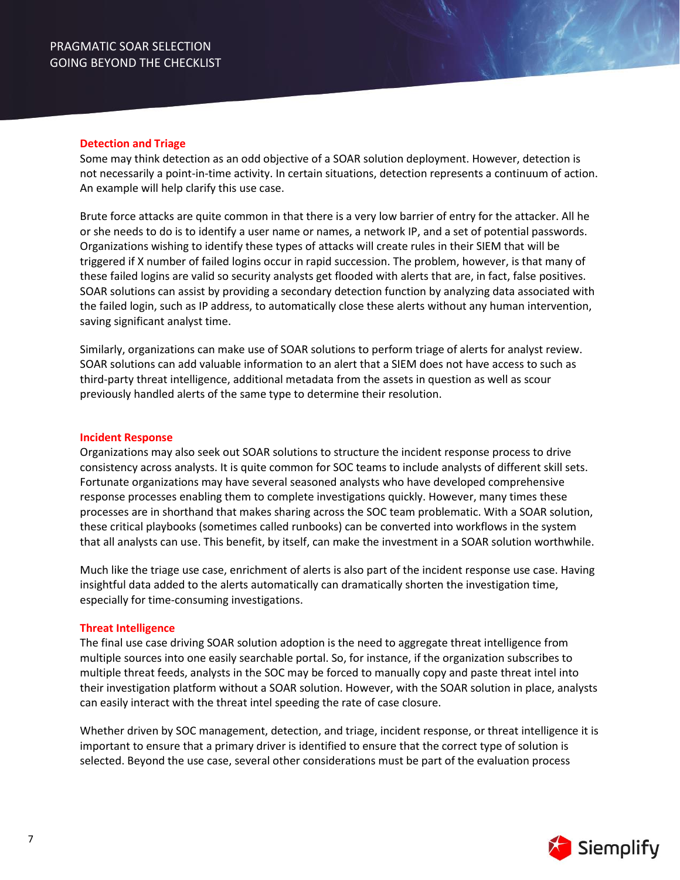### Detection and Triage

Some may think detection as an odd objective of a SOAR solution deployment. However, detection is not necessarily a point-in-time activity. In certain situations, detection represents a continuum of action. An example will help clarify this use case.

Brute force attacks are quite common in that there is a very low barrier of entry for the attacker. All he or she needs to do is to identify a user name or names, a network IP, and a set of potential passwords. Organizations wishing to identify these types of attacks will create rules in their SIEM that will be triggered if X number of failed logins occur in rapid succession. The problem, however, is that many of these failed logins are valid so security analysts get flooded with alerts that are, in fact, false positives. SOAR solutions can assist by providing a secondary detection function by analyzing data associated with the failed login, such as IP address, to automatically close these alerts without any human intervention, saving significant analyst time.

Similarly, organizations can make use of SOAR solutions to perform triage of alerts for analyst review. SOAR solutions can add valuable information to an alert that a SIEM does not have access to such as third-party threat intelligence, additional metadata from the assets in question as well as scour previously handled alerts of the same type to determine their resolution.

### Incident Response

Organizations may also seek out SOAR solutions to structure the incident response process to drive consistency across analysts. It is quite common for SOC teams to include analysts of different skill sets. Fortunate organizations may have several seasoned analysts who have developed comprehensive response processes enabling them to complete investigations quickly. However, many times these processes are in shorthand that makes sharing across the SOC team problematic. With a SOAR solution, these critical playbooks (sometimes called runbooks) can be converted into workflows in the system that all analysts can use. This benefit, by itself, can make the investment in a SOAR solution worthwhile.

Much like the triage use case, enrichment of alerts is also part of the incident response use case. Having insightful data added to the alerts automatically can dramatically shorten the investigation time, especially for time-consuming investigations.

### Threat Intelligence

The final use case driving SOAR solution adoption is the need to aggregate threat intelligence from multiple sources into one easily searchable portal. So, for instance, if the organization subscribes to multiple threat feeds, analysts in the SOC may be forced to manually copy and paste threat intel into their investigation platform without a SOAR solution. However, with the SOAR solution in place, analysts can easily interact with the threat intel speeding the rate of case closure.

Whether driven by SOC management, detection, and triage, incident response, or threat intelligence it is important to ensure that a primary driver is identified to ensure that the correct type of solution is selected. Beyond the use case, several other considerations must be part of the evaluation process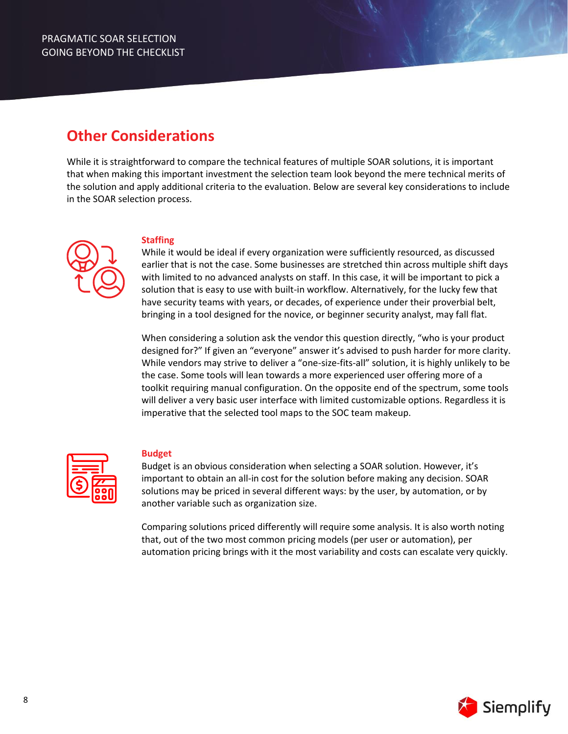## Other Considerations

While it is straightforward to compare the technical features of multiple SOAR solutions, it is important that when making this important investment the selection team look beyond the mere technical merits of the solution and apply additional criteria to the evaluation. Below are several key considerations to include in the SOAR selection process.

### Staffing

While it would be ideal if every organization were sufficiently resourced, as discussed earlier that is not the case. Some businesses are stretched thin across multiple shift days with limited to no advanced analysts on staff. In this case, it will be important to pick a solution that is easy to use with built-in workflow. Alternatively, for the lucky few that have security teams with years, or decades, of experience under their proverbial belt, bringing in a tool designed for the novice, or beginner security analyst, may fall flat.

When considering a solution ask the vendor this question directly, "who is your product designed for?" If given an "everyone" answer it's advised to push harder for more clarity. While vendors may strive to deliver a "one-size-fits-all" solution, it is highly unlikely to be the case. Some tools will lean towards a more experienced user offering more of a toolkit requiring manual configuration. On the opposite end of the spectrum, some tools will deliver a very basic user interface with limited customizable options. Regardless it is imperative that the selected tool maps to the SOC team makeup.

### Budget

Budget is an obvious consideration when selecting a SOAR solution. However, it's important to obtain an all-in cost for the solution before making any decision. SOAR solutions may be priced in several different ways: by the user, by automation, or by another variable such as organization size.

Comparing solutions priced differently will require some analysis. It is also worth noting that, out of the two most common pricing models (per user or automation), per automation pricing brings with it the most variability and costs can escalate very quickly.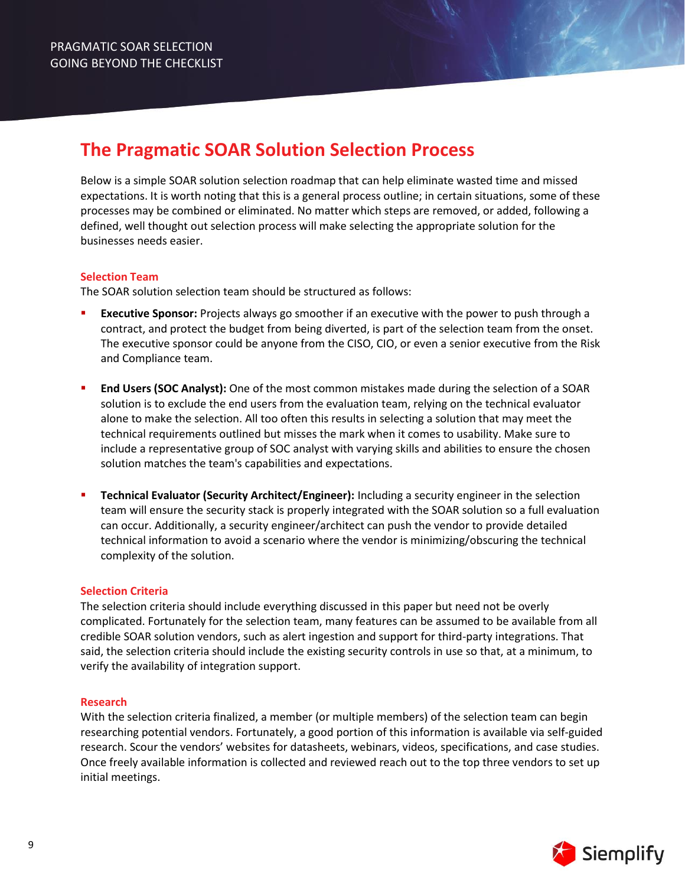## The Pragmatic SOAR Solution Selection Process

Below is a simple SOAR solution selection roadmap that can help eliminate wasted time and missed expectations. It is worth noting that this is a general process outline; in certain situations, some of these processes may be combined or eliminated. No matter which steps are removed, or added, following a defined, well thought out selection process will make selecting the appropriate solution for the businesses needs easier.

### Selection Team

The SOAR solution selection team should be structured as follows:

- **Executive Sponsor:** Projects always go smoother if an executive with the power to push through a contract, and protect the budget from being diverted, is part of the selection team from the onset. The executive sponsor could be anyone from the CISO, CIO, or even a senior executive from the Risk and Compliance team.

- **End Users (SOC Analyst):** One of the most common mistakes made during the selection of a SOAR solution is to exclude the end users from the evaluation team, relying on the technical evaluator alone to make the selection. All too often this results in selecting a solution that may meet the technical requirements outlined but misses the mark when it comes to usability. Make sure to include a representative group of SOC analyst with varying skills and abilities to ensure the chosen solution matches the team's capabilities and expectations.

- **Technical Evaluator (Security Architect/Engineer):** Including a security engineer in the selection team will ensure the security stack is properly integrated with the SOAR solution so a full evaluation can occur. Additionally, a security engineer/architect can push the vendor to provide detailed technical information to avoid a scenario where the vendor is minimizing/obscuring the technical complexity of the solution.

### Selection Criteria

The selection criteria should include everything discussed in this paper but need not be overly complicated. Fortunately for the selection team, many features can be assumed to be available from all credible SOAR solution vendors, such as alert ingestion and support for third-party integrations. That said, the selection criteria should include the existing security controls in use so that, at a minimum, to verify the availability of integration support.

### Research

With the selection criteria finalized, a member (or multiple members) of the selection team can begin researching potential vendors. Fortunately, a good portion of this information is available via self-guided research. Scour the vendors' websites for datasheets, webinars, videos, specifications, and case studies. Once freely available information is collected and reviewed reach out to the top three vendors to set up initial meetings.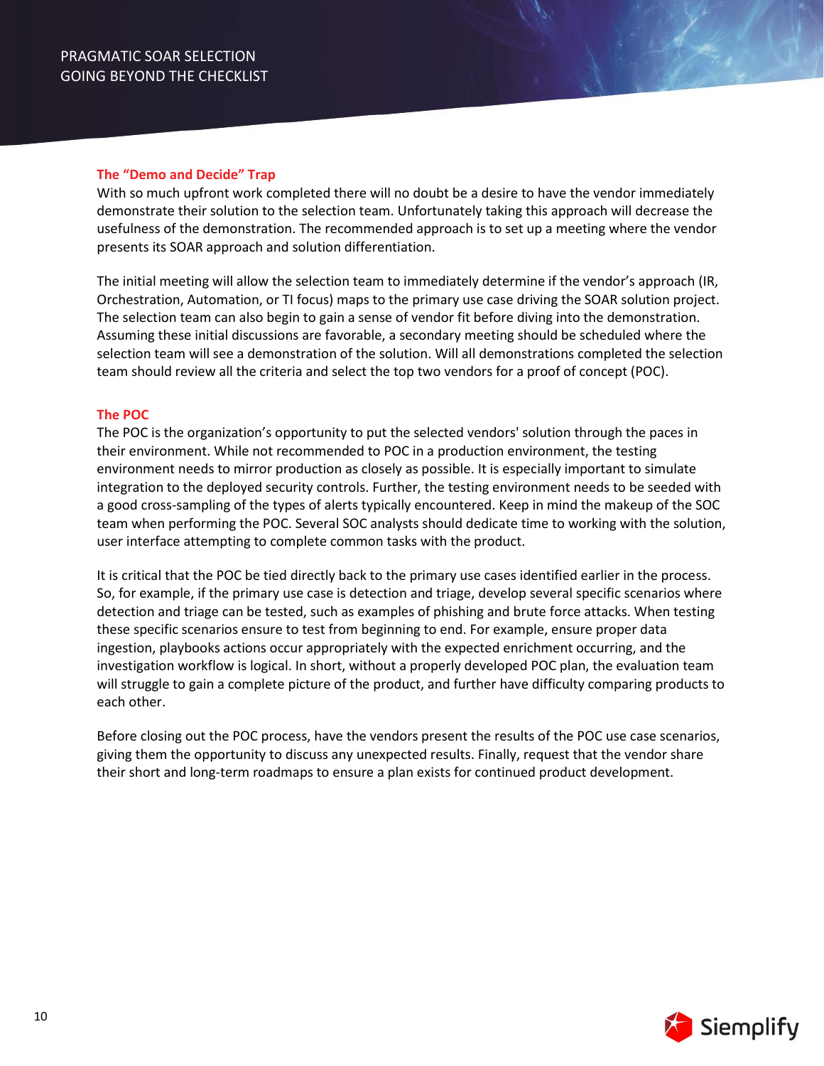### The "Demo and Decide" Trap

With so much upfront work completed there will no doubt be a desire to have the vendor immediately demonstrate their solution to the selection team. Unfortunately taking this approach will decrease the usefulness of the demonstration. The recommended approach is to set up a meeting where the vendor presents its SOAR approach and solution differentiation.

The initial meeting will allow the selection team to immediately determine if the vendor's approach (IR, Orchestration, Automation, or TI focus) maps to the primary use case driving the SOAR solution project. The selection team can also begin to gain a sense of vendor fit before diving into the demonstration. Assuming these initial discussions are favorable, a secondary meeting should be scheduled where the selection team will see a demonstration of the solution. Will all demonstrations completed the selection team should review all the criteria and select the top two vendors for a proof of concept (POC).

### The POC

The POC is the organization's opportunity to put the selected vendors' solution through the paces in their environment. While not recommended to POC in a production environment, the testing environment needs to mirror production as closely as possible. It is especially important to simulate integration to the deployed security controls. Further, the testing environment needs to be seeded with a good cross-sampling of the types of alerts typically encountered. Keep in mind the makeup of the SOC team when performing the POC. Several SOC analysts should dedicate time to working with the solution, user interface attempting to complete common tasks with the product.

It is critical that the POC be tied directly back to the primary use cases identified earlier in the process. So, for example, if the primary use case is detection and triage, develop several specific scenarios where detection and triage can be tested, such as examples of phishing and brute force attacks. When testing these specific scenarios ensure to test from beginning to end. For example, ensure proper data ingestion, playbooks actions occur appropriately with the expected enrichment occurring, and the investigation workflow is logical. In short, without a properly developed POC plan, the evaluation team will struggle to gain a complete picture of the product, and further have difficulty comparing products to each other.

Before closing out the POC process, have the vendors present the results of the POC use case scenarios, giving them the opportunity to discuss any unexpected results. Finally, request that the vendor share their short and long-term roadmaps to ensure a plan exists for continued product development.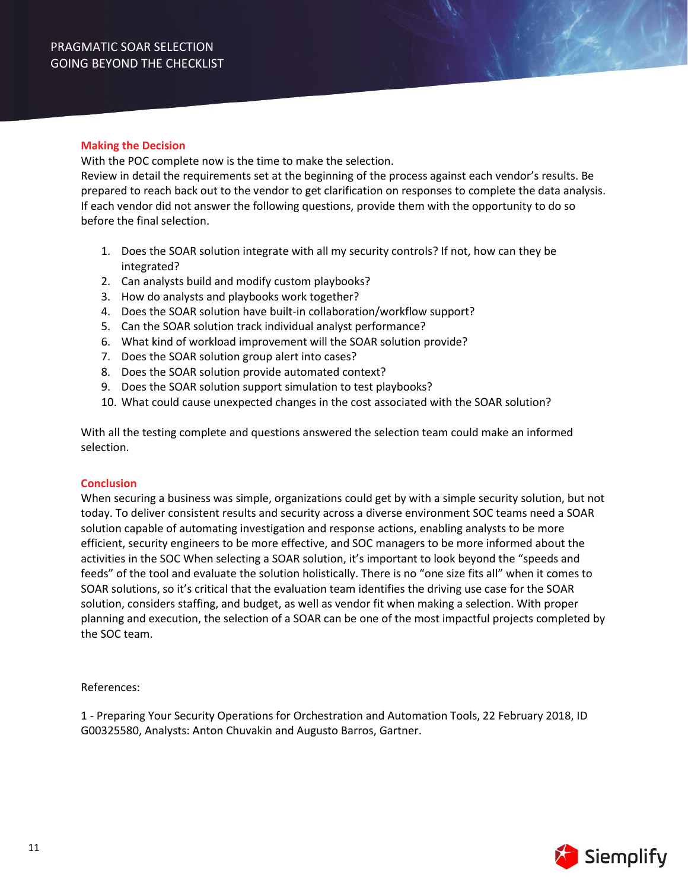## Making the Decision

With the POC complete now is the time to make the selection.
Review in detail the requirements set at the beginning of the process against each vendor's results. Be prepared to reach back out to the vendor to get clarification on responses to complete the data analysis. If each vendor did not answer the following questions, provide them with the opportunity to do so before the final selection.

1. Does the SOAR solution integrate with all my security controls? If not, how can they be integrated?
2. Can analysts build and modify custom playbooks?
3. How do analysts and playbooks work together?
4. Does the SOAR solution have built-in collaboration/workflow support?
5. Can the SOAR solution track individual analyst performance?
6. What kind of workload improvement will the SOAR solution provide?
7. Does the SOAR solution group alert into cases?
8. Does the SOAR solution provide automated context?
9. Does the SOAR solution support simulation to test playbooks?
10. What could cause unexpected changes in the cost associated with the SOAR solution?

With all the testing complete and questions answered the selection team could make an informed selection.

## Conclusion

When securing a business was simple, organizations could get by with a simple security solution, but not today. To deliver consistent results and security across a diverse environment SOC teams need a SOAR solution capable of automating investigation and response actions, enabling analysts to be more efficient, security engineers to be more effective, and SOC managers to be more informed about the activities in the SOC When selecting a SOAR solution, it's important to look beyond the "speeds and feeds" of the tool and evaluate the solution holistically. There is no "one size fits all" when it comes to SOAR solutions, so it's critical that the evaluation team identifies the driving use case for the SOAR solution, considers staffing, and budget, as well as vendor fit when making a selection. With proper planning and execution, the selection of a SOAR can be one of the most impactful projects completed by the SOC team.

References:

1 - Preparing Your Security Operations for Orchestration and Automation Tools, 22 February 2018, ID G00325580, Analysts: Anton Chuvakin and Augusto Barros, Gartner.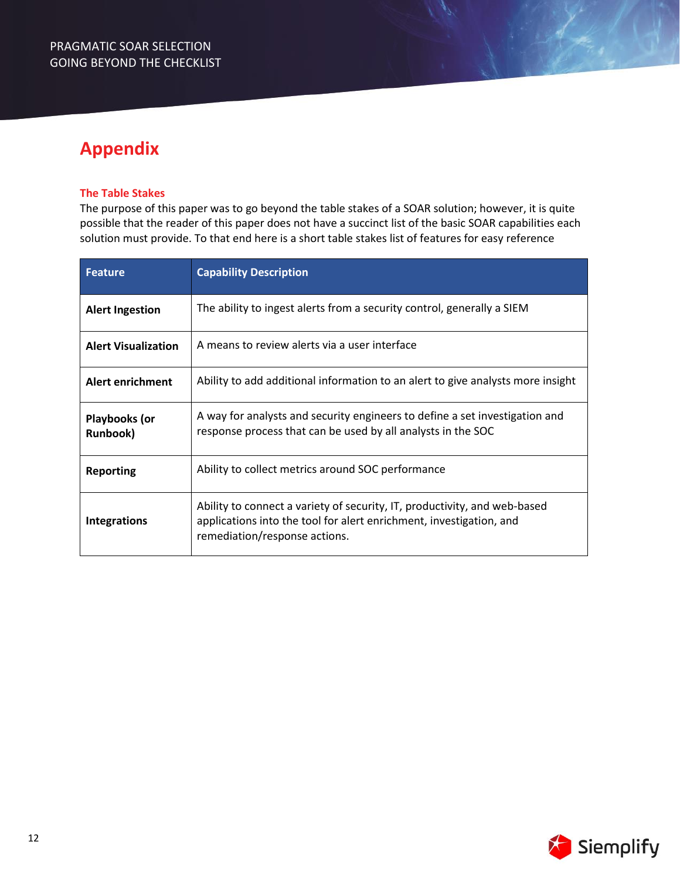# Appendix

### The Table Stakes

The purpose of this paper was to go beyond the table stakes of a SOAR solution; however, it is quite possible that the reader of this paper does not have a succinct list of the basic SOAR capabilities each solution must provide. To that end here is a short table stakes list of features for easy reference

| Feature | Capability Description |
|---|---|
| **Alert Ingestion** | The ability to ingest alerts from a security control, generally a SIEM |
| **Alert Visualization** | A means to review alerts via a user interface |
| **Alert enrichment** | Ability to add additional information to an alert to give analysts more insight |
| **Playbooks (or Runbook)** | A way for analysts and security engineers to define a set investigation and response process that can be used by all analysts in the SOC |
| **Reporting** | Ability to collect metrics around SOC performance |
| **Integrations** | Ability to connect a variety of security, IT, productivity, and web-based applications into the tool for alert enrichment, investigation, and remediation/response actions. |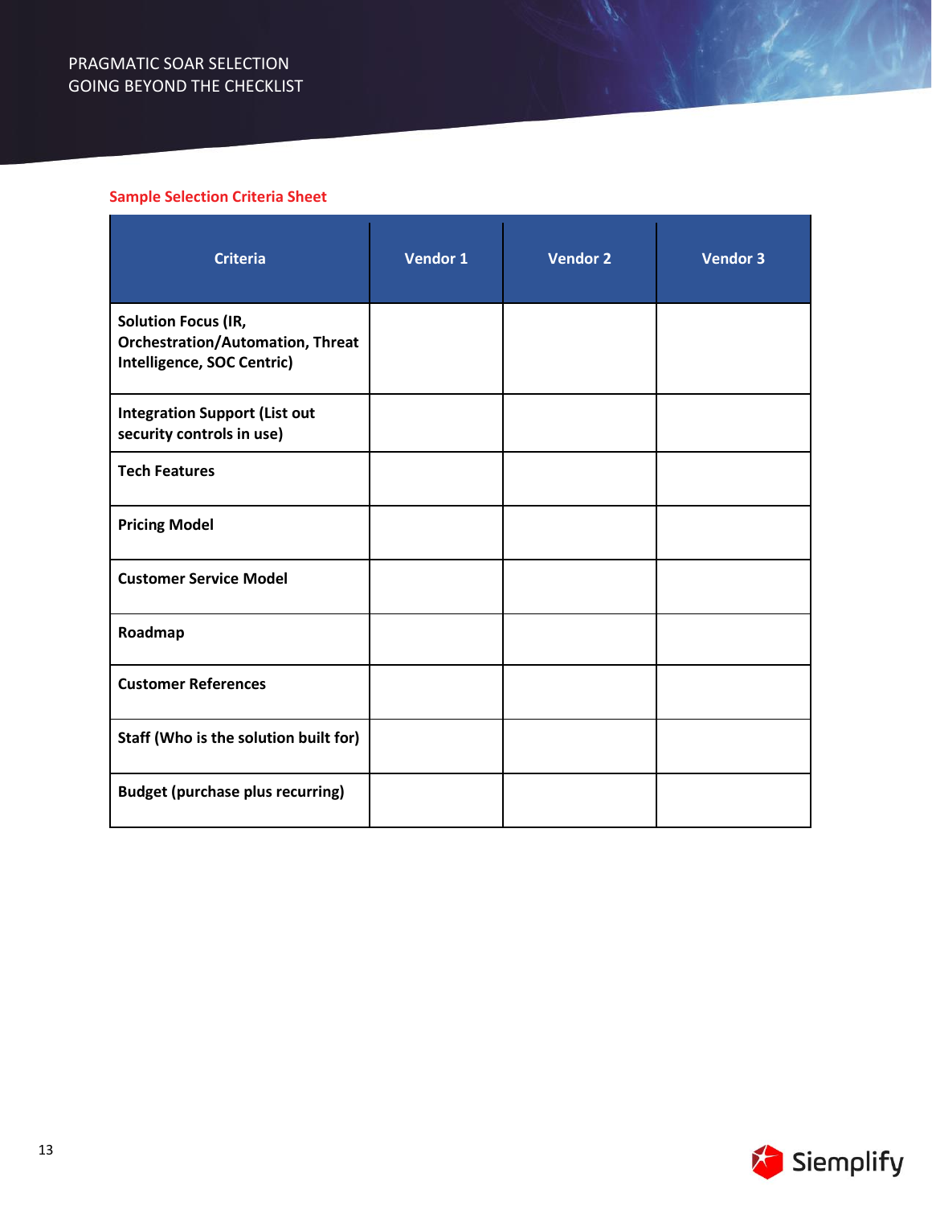## Sample Selection Criteria Sheet

| Criteria | Vendor 1 | Vendor 2 | Vendor 3 |
|---|---|---|---|
| **Solution Focus (IR, Orchestration/Automation, Threat Intelligence, SOC Centric)** | | | |
| **Integration Support (List out security controls in use)** | | | |
| **Tech Features** | | | |
| **Pricing Model** | | | |
| **Customer Service Model** | | | |
| **Roadmap** | | | |
| **Customer References** | | | |
| **Staff (Who is the solution built for)** | | | |
| **Budget (purchase plus recurring)** | | | |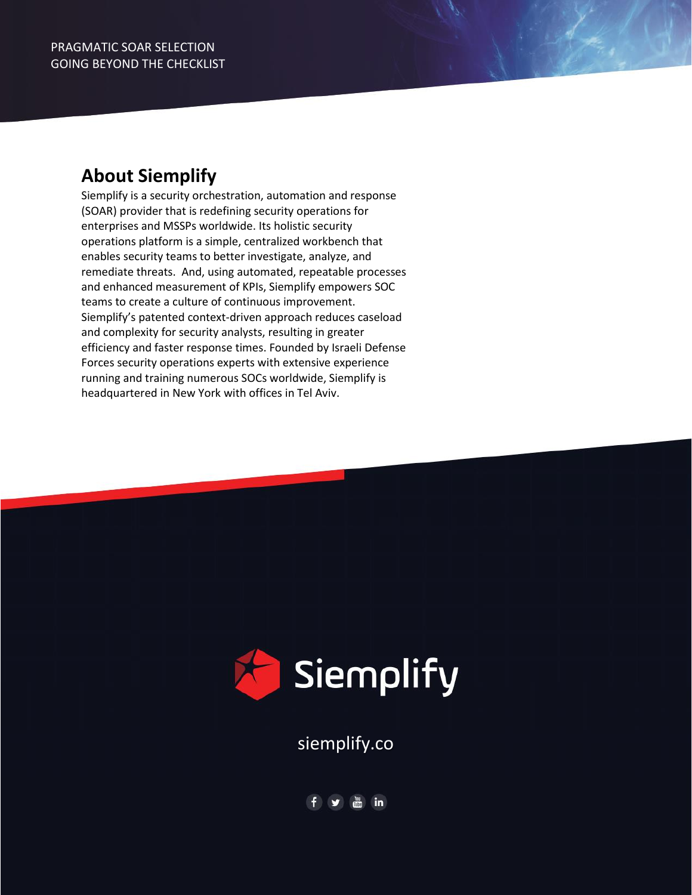## About Siemplify

Siemplify is a security orchestration, automation and response (SOAR) provider that is redefining security operations for enterprises and MSSPs worldwide. Its holistic security operations platform is a simple, centralized workbench that enables security teams to better investigate, analyze, and remediate threats. And, using automated, repeatable processes and enhanced measurement of KPIs, Siemplify empowers SOC teams to create a culture of continuous improvement. Siemplify's patented context-driven approach reduces caseload and complexity for security analysts, resulting in greater efficiency and faster response times. Founded by Israeli Defense Forces security operations experts with extensive experience running and training numerous SOCs worldwide, Siemplify is headquartered in New York with offices in Tel Aviv.

Siemplify

siemplify.co